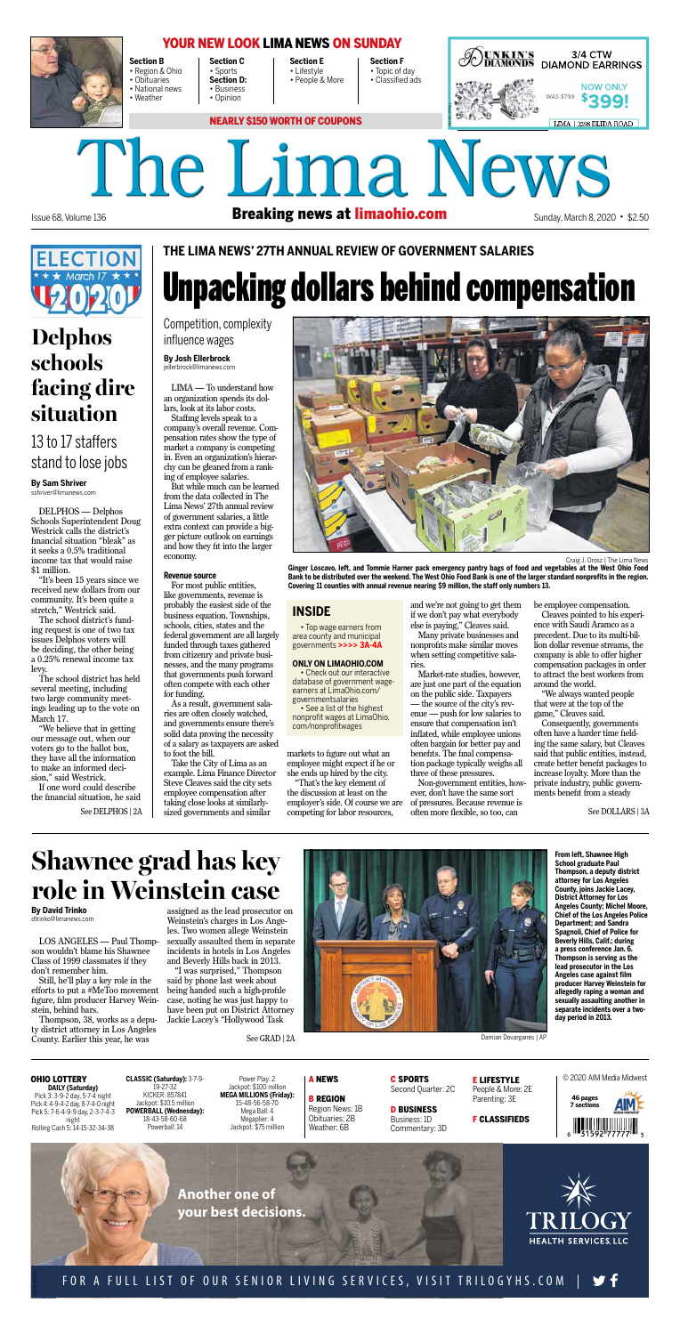# YOUR NEW LOOK LIMA NEWS ON SUNDAY

**Section B**
- Region & Ohio
- Obituaries
- National news
- Weather

**Section C**
- Sports

**Section D:**
- Business
- Opinion

**Section E**
- Lifestyle
- People & More

**Section F**
- Topic of day
- Classified ads

NEARLY $150 WORTH OF COUPONS

DUNKIN'S DIAMONDS — 3/4 CTW DIAMOND EARRINGS — WAS $799 NOW ONLY $399! — LIMA | 2508 ELIDA ROAD

# The Lima News

Issue 68, Volume 136 — **Breaking news at limaohio.com** — Sunday, March 8, 2020 • $2.50

ELECTION March 17 2020

## Delphos schools facing dire situation

### 13 to 17 staffers stand to lose jobs

**By Sam Shriver**
sshriver@limanews.com

DELPHOS — Delphos Schools Superintendent Doug Westrick calls the district's financial situation "bleak" as it seeks a 0.5% traditional income tax that would raise $1 million.

"It's been 15 years since we received new dollars from our community. It's been quite a stretch," Westrick said.

The school district's funding request is one of two tax issues Delphos voters will be deciding, the other being a 0.25% renewal income tax levy.

The school district has held several meeting, including two large community meetings leading up to the vote on March 17.

"We believe that in getting our message out, when our voters go to the ballot box, they have all the information to make an informed decision," said Westrick.

If one word could describe the financial situation, he said

See DELPHOS | 2A

## THE LIMA NEWS' 27TH ANNUAL REVIEW OF GOVERNMENT SALARIES

# Unpacking dollars behind compensation

### Competition, complexity influence wages

**By Josh Ellerbrock**
jellerbrock@limanews.com

LIMA — To understand how an organization spends its dollars, look at its labor costs.

Staffing levels speak to a company's overall revenue. Compensation rates show the type of market a company is competing in. Even an organization's hierarchy can be gleaned from a ranking of employee salaries.

But while much can be learned from the data collected in The Lima News' 27th annual review of government salaries, a little extra context can provide a bigger picture outlook on earnings and how they fit into the larger economy.

**Revenue source**

For most public entities, like governments, revenue is probably the easiest side of the business equation. Townships, schools, cities, states and the federal government are all largely funded through taxes gathered from citizenry and private businesses, and the many programs that governments push forward often compete with each other for funding.

As a result, government salaries are often closely watched, and governments ensure there's solid data proving the necessity of a salary as taxpayers are asked to foot the bill.

Take the City of Lima as an example. Lima Finance Director Steve Cleaves said the city sets employee compensation after taking close looks at similarly-sized governments and similar markets to figure out what an employee might expect if he or she ends up hired by the city.

"That's the key element of the discussion at least on the employer's side. Of course we are competing for labor resources, and we're not going to get them if we don't pay what everybody else is paying," Cleaves said.

Many private businesses and nonprofits make similar moves when setting competitive salaries.

Market-rate studies, however, are just one part of the equation on the public side. Taxpayers — the source of the city's revenue — push for low salaries to ensure that compensation isn't inflated, while employee unions often bargain for better pay and benefits. The final compensation package typically weighs all three of these pressures.

Non-government entities, however, don't have the same sort of pressures. Because revenue is often more flexible, so too, can be employee compensation.

Cleaves pointed to his experience with Saudi Aramco as a precedent. Due to its multi-billion dollar revenue streams, the company is able to offer higher compensation packages in order to attract the best workers from around the world.

"We always wanted people that were at the top of the game," Cleaves said.

Consequently, governments often have a harder time fielding the same salary, but Cleaves said that public entities, instead, create better benefit packages to increase loyalty. More than the private industry, public governments benefit from a steady

See DOLLARS | 3A

Craig J. Orosz | The Lima News

**Ginger Loscavo, left, and Tommie Harner pack emergency pantry bags of food and vegetables at the West Ohio Food Bank to be distributed over the weekend. The West Ohio Food Bank is one of the larger standard nonprofits in the region. Covering 11 counties with annual revenue nearing $9 million, the staff only numbers 13.**

### INSIDE

- Top wage earners from area county and municipal governments **>>>> 3A-4A**

**ONLY ON LIMAOHIO.COM**

- Check out our interactive database of government wage-earners at LimaOhio.com/governmentsalaries
- See a list of the highest nonprofit wages at LimaOhio.com/nonprofitwages

## Shawnee grad has key role in Weinstein case

**By David Trinko**
dtrinko@limanews.com

LOS ANGELES — Paul Thompson wouldn't blame his Shawnee Class of 1999 classmates if they don't remember him.

Still, he'll play a key role in the efforts to put a #MeToo movement figure, film producer Harvey Weinstein, behind bars.

Thompson, 38, works as a deputy district attorney in Los Angeles County. Earlier this year, he was assigned as the lead prosecutor on Weinstein's charges in Los Angeles. Two women allege Weinstein sexually assaulted them in separate incidents in hotels in Los Angeles and Beverly Hills back in 2013.

"I was surprised," Thompson said by phone last week about being handed such a high-profile case, noting he was just happy to have been put on District Attorney Jackie Lacey's "Hollywood Task

See GRAD | 2A

Damian Dovarganes | AP

**From left, Shawnee High School graduate Paul Thompson, a deputy district attorney for Los Angeles County, joins Jackie Lacey, District Attorney for Los Angeles County; Michel Moore, Chief of the Los Angeles Police Department; and Sandra Spagnoli, Chief of Police for Beverly Hills, Calif.; during a press conference Jan. 6. Thompson is serving as the lead prosecutor in the Los Angeles case against film producer Harvey Weinstein for allegedly raping a woman and sexually assaulting another in separate incidents over a two-day period in 2013.**

**OHIO LOTTERY**

**DAILY (Saturday)**
Pick 3: 3-9-2 day, 5-7-4 night
Pick 4: 4-9-4-2 day, 8-7-4-0 night
Pick 5: 7-6-4-9-9 day, 2-3-7-4-3 night
Rolling Cash 5: 14-15-32-34-38

**CLASSIC (Saturday):** 3-7-9-19-27-32
KICKER: 857841
Jackpot: $10.5 million
**POWERBALL (Wednesday):** 18-43-58-60-68
Powerball: 14
Power Play: 2
Jackpot: $100 million
**MEGA MILLIONS (Friday):** 15-48-56-58-70
Mega Ball: 4
Megaplier: 4
Jackpot: $75 million

**A NEWS**

**B REGION**
Region News: 1B
Obituaries: 2B
Weather: 6B

**C SPORTS**
Second Quarter: 2C

**D BUSINESS**
Business: 1D
Commentary: 3D

**E LIFESTYLE**
People & More: 2E
Parenting: 3E

**F CLASSIFIEDS**

© 2020 AIM Media Midwest

46 pages
7 sections

Another one of your best decisions.

TRILOGY HEALTH SERVICES, LLC

FOR A FULL LIST OF OUR SENIOR LIVING SERVICES, VISIT TRILOGYHS.COM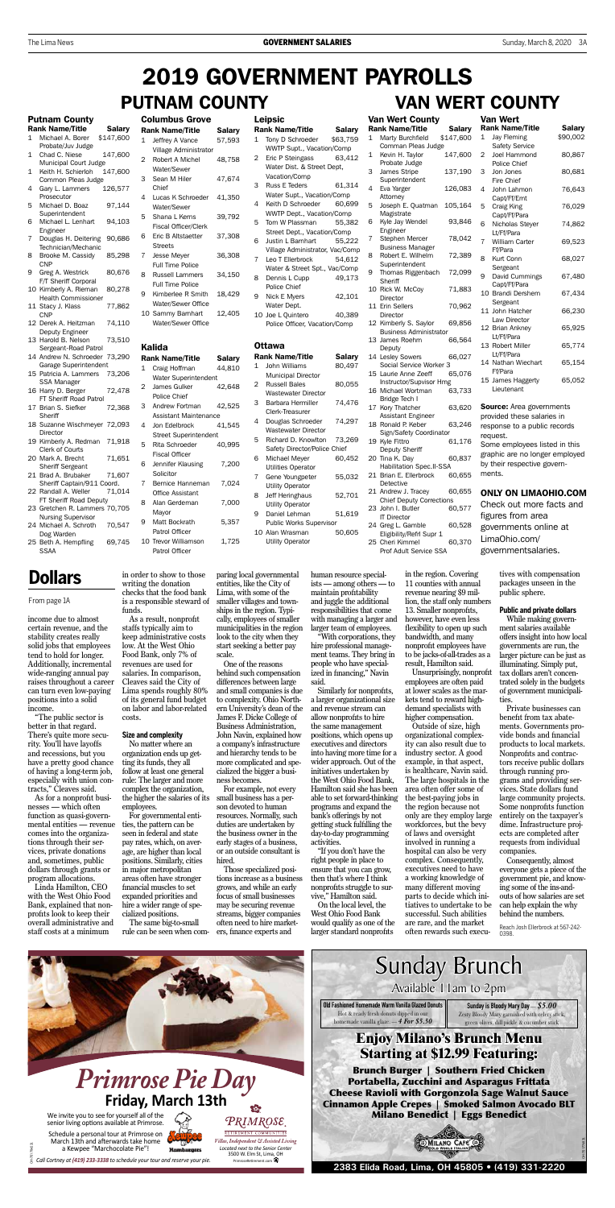# 2019 GOVERNMENT PAYROLLS

## PUTNAM COUNTY

### Putnam County

| Rank | Name/Title | Salary |
|---|---|---|
| 1 | Michael A. Borer, Probate/Juv Judge | $147,600 |
| 1 | Chad C. Niese, Municipal Court Judge | 147,600 |
| 1 | Keith H. Schierloh, Common Pleas Judge | 147,600 |
| 4 | Gary L. Lammers, Prosecutor | 126,577 |
| 5 | Michael D. Boaz, Superintendent | 97,144 |
| 6 | Michael L. Lenhart, Engineer | 94,103 |
| 7 | Douglas H. Deitering, Technician/Mechanic | 90,686 |
| 8 | Brooke M. Cassidy, CNP | 85,298 |
| 9 | Greg A. Westrick, F/T Sheriff Corporal | 80,676 |
| 10 | Kimberly A. Rieman, Health Commissioner | 80,278 |
| 11 | Stacy J. Klass, CNP | 77,862 |
| 12 | Derek A. Heitzman, Deputy Engineer | 74,110 |
| 13 | Harold B. Nelson, Sergeant-Road Patrol | 73,510 |
| 14 | Andrew N. Schroeder, Garage Superintendent | 73,290 |
| 15 | Patricia A. Lammers, SSA Manager | 73,206 |
| 16 | Harry D. Berger, FT Sheriff Road Patrol | 72,478 |
| 17 | Brian S. Siefker, Sheriff | 72,368 |
| 18 | Suzanne Wischmeyer, Director | 72,093 |
| 19 | Kimberly A. Redman, Clerk of Courts | 71,918 |
| 20 | Mark A. Brecht, Sheriff Sergeant | 71,651 |
| 21 | Brad A. Brubaker, Sheriff Captain/911 Coord. | 71,607 |
| 22 | Randall A. Weller, FT Sheriff Road Deputy | 71,014 |
| 23 | Gretchen R. Lammers, Nursing Supervisor | 70,705 |
| 24 | Michael A. Schroth, Dog Warden | 70,547 |
| 25 | Beth A. Hempfling, SSAA | 69,745 |

### Columbus Grove

| Rank | Name/Title | Salary |
|---|---|---|
| 1 | Jeffrey A Vance, Village Administrator | 57,593 |
| 2 | Robert A Michel, Water/Sewer | 48,758 |
| 3 | Sean M Hiler, Chief | 47,674 |
| 4 | Lucas K Schroeder, Water/Sewer | 41,350 |
| 5 | Shana L Kerns, Fiscal Officer/Clerk | 39,792 |
| 6 | Eric B Altstaetter, Streets | 37,308 |
| 7 | Jesse Meyer, Full Time Police | 36,308 |
| 8 | Russell Lammers, Full Time Police | 34,150 |
| 9 | Kimberlee R Smith, Water/Sewer Office | 18,429 |
| 10 | Sammy Barnhart, Water/Sewer Office | 12,405 |

### Kalida

| Rank | Name/Title | Salary |
|---|---|---|
| 1 | Craig Hoffman, Water Superintendent | 44,810 |
| 2 | James Gulker, Police Chief | 42,648 |
| 3 | Andrew Fortman, Assistant Maintenance | 42,525 |
| 4 | Jon Edelbrock, Street Superintendent | 41,545 |
| 5 | Rita Schroeder, Fiscal Officer | 40,995 |
| 6 | Jennifer Klausing, Solicitor | 7,200 |
| 7 | Bernice Hanneman, Office Assistant | 7,024 |
| 8 | Alan Gerdeman, Mayor | 7,000 |
| 9 | Matt Bockrath, Patrol Officer | 5,357 |
| 10 | Trevor Williamson, Patrol Officer | 1,725 |

### Leipsic

| Rank | Name/Title | Salary |
|---|---|---|
| 1 | Tony D Schroeder, WWTP Supt., Vacation/Comp | $63,759 |
| 2 | Eric P Steingass, Water Dist. & Street Dept, Vacation/Comp | 63,412 |
| 3 | Russ E Teders, Water Supt., Vacation/Comp | 61,314 |
| 4 | Keith D Schroeder, WWTP Dept., Vacation/Comp | 60,699 |
| 5 | Tom W Plassman, Street Dept., Vacation/Comp | 55,382 |
| 6 | Justin L Barnhart, Village Administrator, Vac/Comp | 55,222 |
| 7 | Leo T Ellerbrock, Water & Street Spt., Vac/Comp | 54,612 |
| 8 | Dennis L Cupp, Police Chief | 49,173 |
| 9 | Nick E Myers, Water Dept. | 42,101 |
| 10 | Joe L Quintero, Police Officer, Vacation/Comp | 40,389 |

### Ottawa

| Rank | Name/Title | Salary |
|---|---|---|
| 1 | John Williams, Municipal Director | 80,497 |
| 2 | Russell Bales, Wastewater Director | 80,055 |
| 3 | Barbara Hermiller, Clerk-Treasurer | 74,476 |
| 4 | Douglas Schroeder, Wastewater Director | 74,297 |
| 5 | Richard D. Knowlton, Safety Director/Police Chief | 73,269 |
| 6 | Michael Meyer, Utilities Operator | 60,452 |
| 7 | Gene Youngpeter, Utility Operator | 55,032 |
| 8 | Jeff Heringhaus, Utility Operator | 52,701 |
| 9 | Daniel Lehman, Public Works Supervisor | 51,619 |
| 10 | Alan Wrasman, Utility Operator | 50,605 |

## VAN WERT COUNTY

### Van Wert County

| Rank | Name/Title | Salary |
|---|---|---|
| 1 | Marty Burchfield, Common Pleas Judge | $147,600 |
| 1 | Kevin H. Taylor, Probate Judge | 147,600 |
| 3 | James Stripe, Superintendent | 137,190 |
| 4 | Eva Yarger, Attorney | 126,083 |
| 5 | Joseph E. Quatman, Magistrate | 105,164 |
| 6 | Kyle Jay Wendel, Engineer | 93,846 |
| 7 | Stephen Mercer, Business Manager | 78,042 |
| 8 | Robert E. Wilhelm, Superintendent | 72,389 |
| 9 | Thomas Riggenbach, Sheriff | 72,099 |
| 10 | Rick W. McCoy, Director | 71,883 |
| 11 | Erin Sellers, Director | 70,962 |
| 12 | Kimberly S. Saylor, Business Administrator | 69,856 |
| 13 | James Roehm, Deputy | 66,564 |
| 14 | Lesley Sowers, Social Service Worker 3 | 66,027 |
| 15 | Laurie Anne Zeeff, Instructor/Supvisor Hmg | 65,076 |
| 16 | Michael Wortman, Bridge Tech I | 63,733 |
| 17 | Kory Thatcher, Assistant Engineer | 63,620 |
| 18 | Ronald P. Keber, Sign/Safety Coordinator | 63,246 |
| 19 | Kyle Fittro, Deputy Sheriff | 61,176 |
| 20 | Tina K. Day, Habilitation Spec.II-SSA | 60,837 |
| 21 | Brian E. Ellerbrock, Detective | 60,655 |
| 21 | Andrew J. Tracey, Chief Deputy Corrections | 60,655 |
| 23 | John I. Butler, IT Director | 60,577 |
| 24 | Greg L. Gamble, Eligibility/Refrl Supr 1 | 60,528 |
| 25 | Cheri Kimmel, Prof Adult Service SSA | 60,370 |

### Van Wert

| Rank | Name/Title | Salary |
|---|---|---|
| 1 | Jay Fleming, Safety Service | $90,002 |
| 2 | Joel Hammond, Police Chief | 80,867 |
| 3 | Jon Jones, Fire Chief | 80,681 |
| 4 | John Lahmon, Capt/Ff/Emt | 76,643 |
| 5 | Craig King, Capt/Ff/Para | 76,029 |
| 6 | Nicholas Steyer, Lt/Ff/Para | 74,862 |
| 7 | William Carter, Ff/Para | 69,523 |
| 8 | Kurt Conn, Sergeant | 68,027 |
| 9 | David Cummings, Capt/Ff/Para | 67,480 |
| 10 | Brandi Dershem, Sergeant | 67,434 |
| 11 | John Hatcher, Law Director | 66,230 |
| 12 | Brian Ankney, Lt/Ff/Para | 65,925 |
| 13 | Robert Miller, Lt/Ff/Para | 65,774 |
| 14 | Nathan Wiechart, Ff/Para | 65,154 |
| 15 | James Haggerty, Lieutenant | 65,052 |

**Source:** Area governments provided these salaries in response to a public records request.

Some employees listed in this graphic are no longer employed by their respective governments.

**ONLY ON LIMAOHIO.COM**

Check out more facts and figures from area governments online at LimaOhio.com/governmentsalaries.

# Dollars

From page 1A

income due to almost certain revenue, and the stability creates really solid jobs that employees tend to hold for longer. Additionally, incremental wide-ranging annual pay raises throughout a career can turn even low-paying positions into a solid income.

"The public sector is better in that regard. There's quite more security. You'll have layoffs and recessions, but you have a pretty good chance of having a long-term job, especially with union contracts," Cleaves said.

As for a nonprofit businesses — which often function as quasi-governmental entities — revenue comes into the organizations through their services, private donations and, sometimes, public dollars through grants or program allocations.

Linda Hamilton, CEO with the West Ohio Food Bank, explained that nonprofits look to keep their overall administrative and staff costs at a minimum in order to show to those writing the donation checks that the food bank is a responsible steward of funds.

As a result, nonprofit staffs typically aim to keep administrative costs low. At the West Ohio Food Bank, only 7% of revenues are used for salaries. In comparison, Cleaves said the City of Lima spends roughly 80% of its general fund budget on labor and labor-related costs.

### Size and complexity

No matter where an organization ends up getting its funds, they all follow at least one general rule: The larger and more complex the organization, the higher the salaries of its employees.

For governmental entities, the pattern can be seen in federal and state pay rates, which, on average, are higher than local positions. Similarly, cities in major metropolitan areas often have stronger financial muscles to set expanded priorities and hire a wider range of specialized positions.

The same big-to-small rule can be seen when comparing local governmental entities, like the City of Lima, with some of the smaller villages and townships in the region. Typically, employees of smaller municipalities in the region look to the city when they start seeking a better pay scale.

One of the reasons behind such compensation differences between large and small companies is due to complexity. Ohio Northern University's dean of the James F. Dicke College of Business Administration, John Navin, explained how a company's infrastructure and hierarchy tends to be more complicated and specialized the bigger a business becomes.

For example, not every small business has a person devoted to human resources. Normally, such duties are undertaken by the business owner in the early stages of a business, or an outside consultant is hired.

Those specialized positions increase as a business grows, and while an early focus of small businesses may be securing revenue streams, bigger companies often need to hire marketers, finance experts and human resource specialists — among others — to maintain profitability and juggle the additional responsibilities that come with managing a larger and larger team of employees.

"With corporations, they hire professional management teams. They bring in people who have specialized in financing," Navin said.

Similarly for nonprofits, a larger organizational size and revenue stream can allow nonprofits to hire the same management positions, which opens up executives and directors into having more time for a wider approach. Out of the initiatives undertaken by the West Ohio Food Bank, Hamilton said she has been able to set forward-thinking programs and expand the bank's offerings by not getting stuck fulfilling the day-to-day programming activities.

"If you don't have the right people in place to ensure that you can grow, then that's where I think nonprofits struggle to survive," Hamilton said.

On the local level, the West Ohio Food Bank would qualify as one of the larger standard nonprofits in the region. Covering 11 counties with annual revenue nearing $9 million, the staff only numbers 13. Smaller nonprofits, however, have even less flexibility to open up such bandwidth, and many nonprofit employees have to be jacks-of-all-trades as a result, Hamilton said.

Unsurprisingly, nonprofit employees are often paid at lower scales as the markets tend to reward high-demand specialists with higher compensation.

Outside of size, high organizational complexity can also result due to industry sector. A good example, in that aspect, is healthcare, Navin said. The large hospitals in the area often offer some of the best-paying jobs in the region because not only are they employ large workforces, but the bevy of laws and oversight involved in running a hospital can also be very complex. Consequently, executives need to have a working knowledge of many different moving parts to decide which initiatives to undertake to be successful. Such abilities are rare, and the market often rewards such executives with compensation packages unseen in the public sphere.

### Public and private dollars

While making government salaries available offers insight into how local governments are run, the larger picture can be just as illuminating. Simply put, tax dollars aren't concentrated solely in the budgets of government municipalities.

Private businesses can benefit from tax abatements. Governments provide bonds and financial products to local markets. Nonprofits and contractors receive public dollars through running programs and providing services. State dollars fund large community projects. Some nonprofits function entirely on the taxpayer's dime. Infrastructure projects are completed after requests from individual companies.

Consequently, almost everyone gets a piece of the government pie, and knowing some of the ins-and-outs of how salaries are set can help explain the why behind the numbers.

Reach Josh Ellerbrock at 567-242-0398.

---

*Primrose Pie Day*

**Friday, March 13th**

We invite you to see for yourself all of the senior living options available at Primrose.

Schedule a personal tour at Primrose on March 13th and afterwards take home a Kewpee "Marchocolate Pie"!

*Call Cortney at (419) 233-3338 to schedule your tour and reserve your pie.*

PRIMROSE RETIREMENT COMMUNITIES

*Villas, Independent & Assisted Living*

*Located next to the Senior Center*

3500 W. Elm St, Lima, OH

PrimroseRetirement.com

---

# Sunday Brunch

Available 11am to 2pm

**Old Fashioned Homemade Warm Vanilla Glazed Donuts** Hot & ready fresh donuts dipped in our homemade vanilla glaze. — *4 For $5.50*

**Sunday is Bloody Mary Day** — *$5.00* Zesty Bloody Mary garnished with celery stick, green olives, dill pickle & cucumber stick

**Enjoy Milano's Brunch Menu Starting at $12.99 Featuring:**

**Brunch Burger | Southern Fried Chicken Portabella, Zucchini and Asparagus Frittata Cheese Ravioli with Gorgonzola Sage Walnut Sauce Cinnamon Apple Crepes | Smoked Salmon Avocado BLT Milano Benedict | Eggs Benedict**

MILANO CAFE

**2383 Elida Road, Lima, OH 45805 • (419) 331-2220**